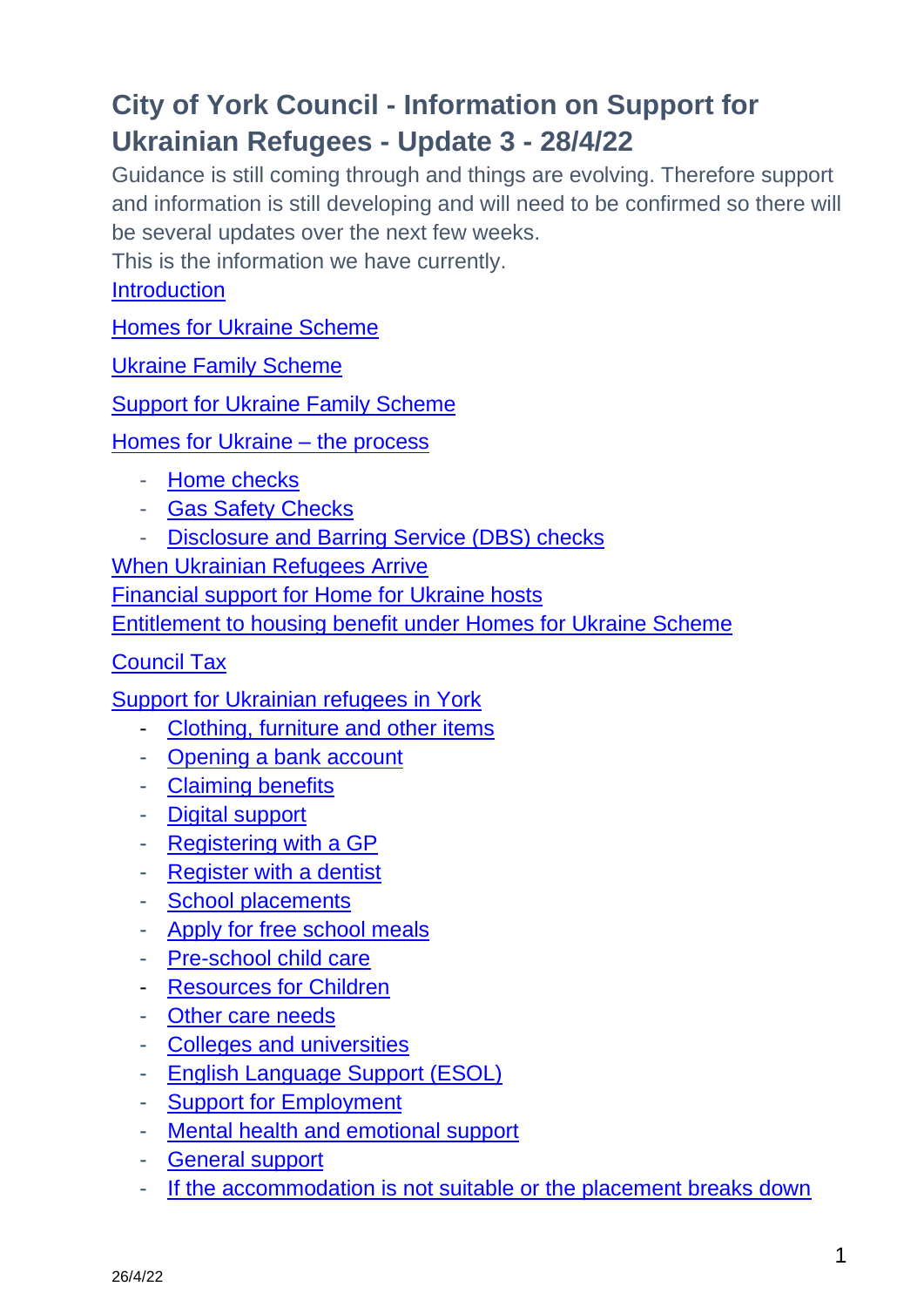# City of York Council - Information on Support for Ukrainian Refugees - Update 3 - 28/4/22

Guidance is still coming through and things are evolving. Therefore support and information is still developing and will need to be confirmed so there will be several updates over the next few weeks.

This is the information we have currently.

Introduction

Homes for Ukraine Scheme

Ukraine Family Scheme

Support for Ukraine Family Scheme

Homes for Ukraine – the process

- Home checks
- Gas Safety Checks
- Disclosure and Barring Service (DBS) checks

When Ukrainian Refugees Arrive

Financial support for Home for Ukraine hosts

Entitlement to housing benefit under Homes for Ukraine Scheme

Council Tax

Support for Ukrainian refugees in York

- Clothing, furniture and other items
- Opening a bank account
- Claiming benefits
- Digital support
- Registering with a GP
- Register with a dentist
- School placements
- Apply for free school meals
- Pre-school child care
- Resources for Children
- Other care needs
- Colleges and universities
- English Language Support (ESOL)
- Support for Employment
- Mental health and emotional support
- General support
- If the accommodation is not suitable or the placement breaks down

26/4/22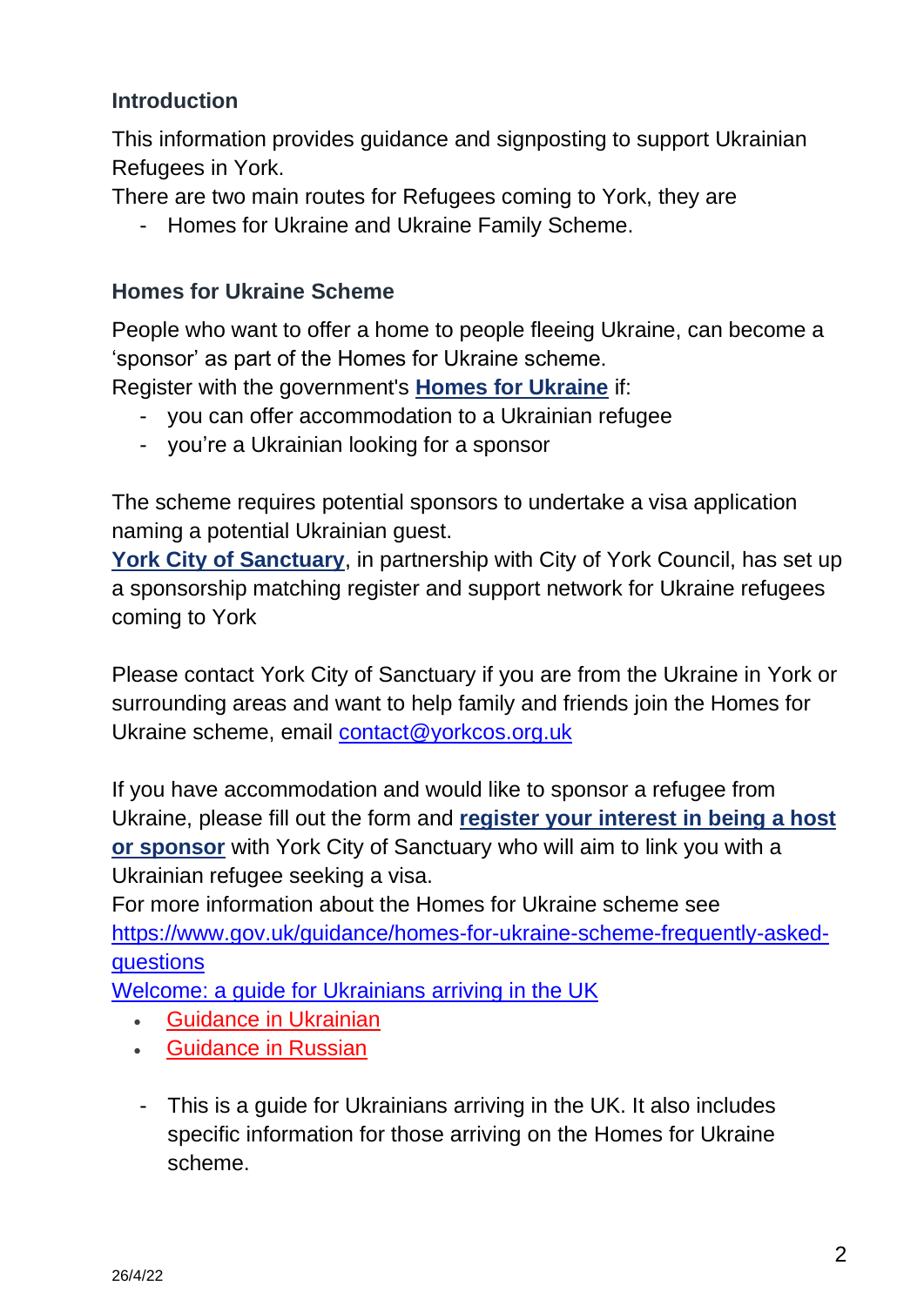## Introduction

This information provides guidance and signposting to support Ukrainian Refugees in York.

There are two main routes for Refugees coming to York, they are

- Homes for Ukraine and Ukraine Family Scheme.

## Homes for Ukraine Scheme

People who want to offer a home to people fleeing Ukraine, can become a 'sponsor' as part of the Homes for Ukraine scheme.

Register with the government's **Homes for Ukraine** if:

- you can offer accommodation to a Ukrainian refugee
- you're a Ukrainian looking for a sponsor

The scheme requires potential sponsors to undertake a visa application naming a potential Ukrainian guest.

**York City of Sanctuary**, in partnership with City of York Council, has set up a sponsorship matching register and support network for Ukraine refugees coming to York

Please contact York City of Sanctuary if you are from the Ukraine in York or surrounding areas and want to help family and friends join the Homes for Ukraine scheme, email contact@yorkcos.org.uk

If you have accommodation and would like to sponsor a refugee from Ukraine, please fill out the form and **register your interest in being a host or sponsor** with York City of Sanctuary who will aim to link you with a Ukrainian refugee seeking a visa.

For more information about the Homes for Ukraine scheme see https://www.gov.uk/guidance/homes-for-ukraine-scheme-frequently-asked-questions

Welcome: a guide for Ukrainians arriving in the UK

- Guidance in Ukrainian
- Guidance in Russian

- This is a guide for Ukrainians arriving in the UK. It also includes specific information for those arriving on the Homes for Ukraine scheme.

26/4/22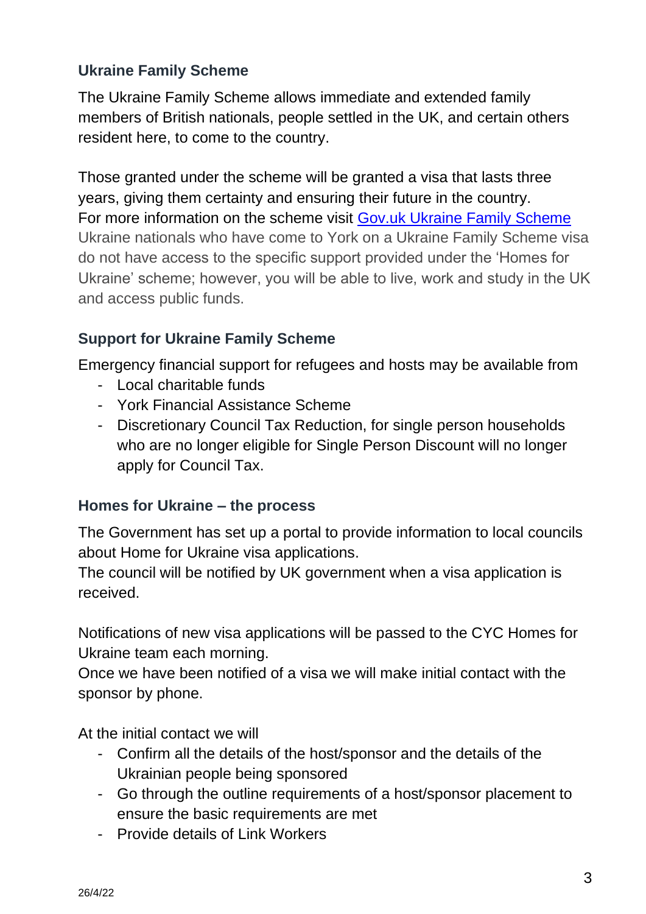### Ukraine Family Scheme

The Ukraine Family Scheme allows immediate and extended family members of British nationals, people settled in the UK, and certain others resident here, to come to the country.

Those granted under the scheme will be granted a visa that lasts three years, giving them certainty and ensuring their future in the country. For more information on the scheme visit [Gov.uk Ukraine Family Scheme]()
Ukraine nationals who have come to York on a Ukraine Family Scheme visa do not have access to the specific support provided under the 'Homes for Ukraine' scheme; however, you will be able to live, work and study in the UK and access public funds.

### Support for Ukraine Family Scheme

Emergency financial support for refugees and hosts may be available from

- Local charitable funds
- York Financial Assistance Scheme
- Discretionary Council Tax Reduction, for single person households who are no longer eligible for Single Person Discount will no longer apply for Council Tax.

### Homes for Ukraine – the process

The Government has set up a portal to provide information to local councils about Home for Ukraine visa applications.
The council will be notified by UK government when a visa application is received.

Notifications of new visa applications will be passed to the CYC Homes for Ukraine team each morning.
Once we have been notified of a visa we will make initial contact with the sponsor by phone.

At the initial contact we will

- Confirm all the details of the host/sponsor and the details of the Ukrainian people being sponsored
- Go through the outline requirements of a host/sponsor placement to ensure the basic requirements are met
- Provide details of Link Workers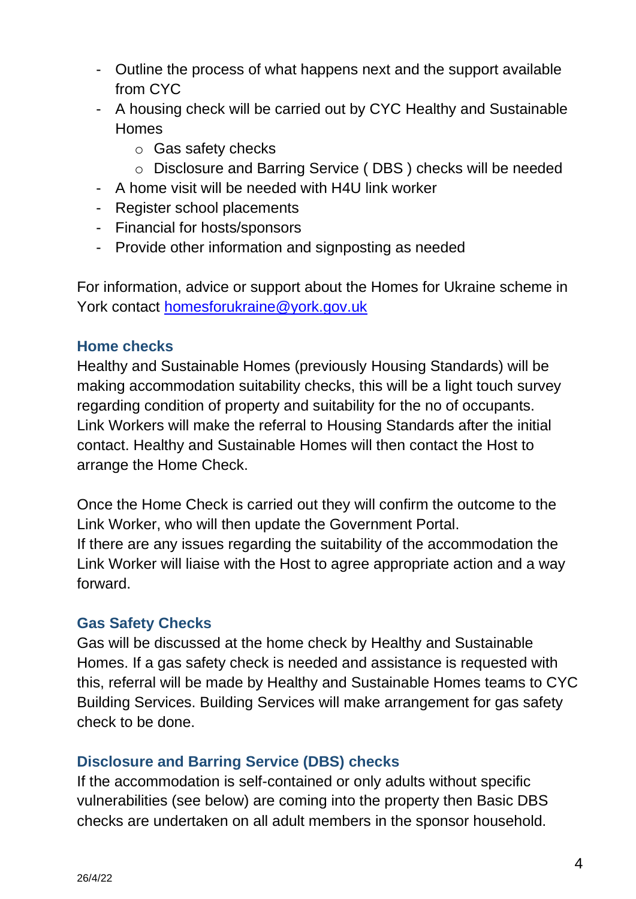- Outline the process of what happens next and the support available from CYC
- A housing check will be carried out by CYC Healthy and Sustainable Homes
    - Gas safety checks
    - Disclosure and Barring Service ( DBS ) checks will be needed
- A home visit will be needed with H4U link worker
- Register school placements
- Financial for hosts/sponsors
- Provide other information and signposting as needed

For information, advice or support about the Homes for Ukraine scheme in York contact [homesforukraine@york.gov.uk](mailto:homesforukraine@york.gov.uk)

## Home checks

Healthy and Sustainable Homes (previously Housing Standards) will be making accommodation suitability checks, this will be a light touch survey regarding condition of property and suitability for the no of occupants. Link Workers will make the referral to Housing Standards after the initial contact. Healthy and Sustainable Homes will then contact the Host to arrange the Home Check.

Once the Home Check is carried out they will confirm the outcome to the Link Worker, who will then update the Government Portal.
If there are any issues regarding the suitability of the accommodation the Link Worker will liaise with the Host to agree appropriate action and a way forward.

## Gas Safety Checks

Gas will be discussed at the home check by Healthy and Sustainable Homes. If a gas safety check is needed and assistance is requested with this, referral will be made by Healthy and Sustainable Homes teams to CYC Building Services. Building Services will make arrangement for gas safety check to be done.

## Disclosure and Barring Service (DBS) checks

If the accommodation is self-contained or only adults without specific vulnerabilities (see below) are coming into the property then Basic DBS checks are undertaken on all adult members in the sponsor household.

26/4/22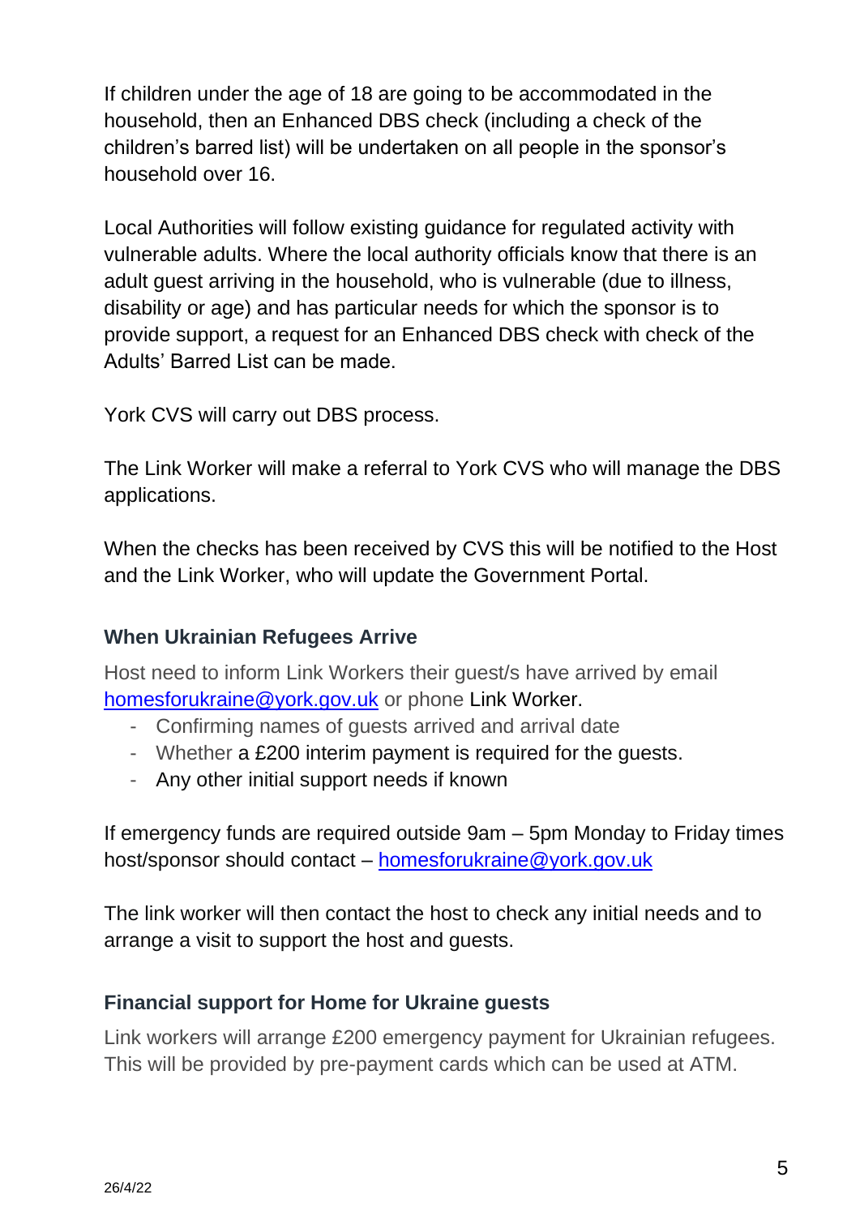If children under the age of 18 are going to be accommodated in the household, then an Enhanced DBS check (including a check of the children's barred list) will be undertaken on all people in the sponsor's household over 16.

Local Authorities will follow existing guidance for regulated activity with vulnerable adults. Where the local authority officials know that there is an adult guest arriving in the household, who is vulnerable (due to illness, disability or age) and has particular needs for which the sponsor is to provide support, a request for an Enhanced DBS check with check of the Adults' Barred List can be made.

York CVS will carry out DBS process.

The Link Worker will make a referral to York CVS who will manage the DBS applications.

When the checks has been received by CVS this will be notified to the Host and the Link Worker, who will update the Government Portal.

### When Ukrainian Refugees Arrive

Host need to inform Link Workers their guest/s have arrived by email homesforukraine@york.gov.uk or phone Link Worker.

- Confirming names of guests arrived and arrival date
- Whether a £200 interim payment is required for the guests.
- Any other initial support needs if known

If emergency funds are required outside 9am – 5pm Monday to Friday times host/sponsor should contact – homesforukraine@york.gov.uk

The link worker will then contact the host to check any initial needs and to arrange a visit to support the host and guests.

### Financial support for Home for Ukraine guests

Link workers will arrange £200 emergency payment for Ukrainian refugees. This will be provided by pre-payment cards which can be used at ATM.

26/4/22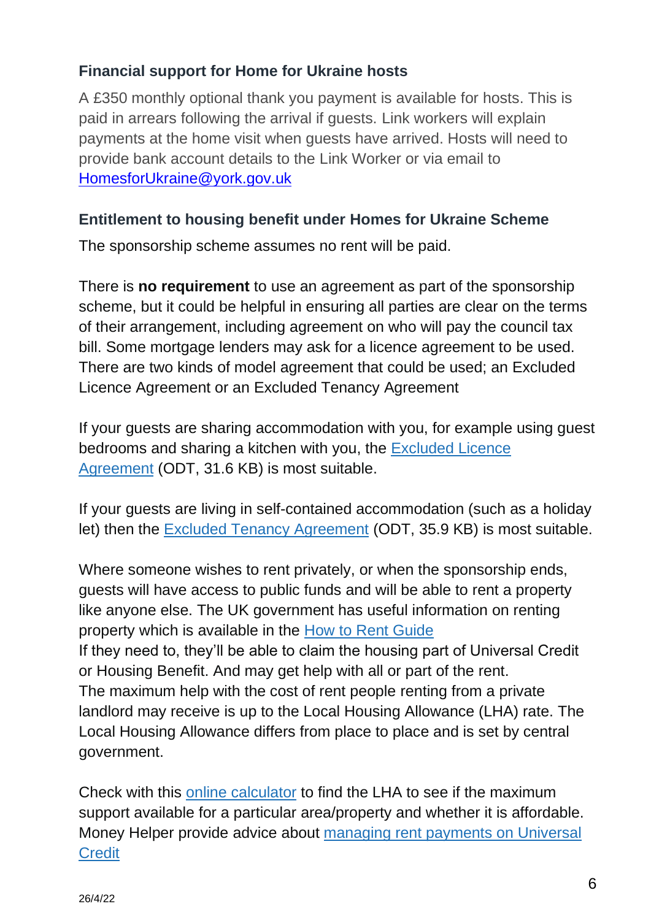### Financial support for Home for Ukraine hosts

A £350 monthly optional thank you payment is available for hosts. This is paid in arrears following the arrival if guests. Link workers will explain payments at the home visit when guests have arrived. Hosts will need to provide bank account details to the Link Worker or via email to HomesforUkraine@york.gov.uk

### Entitlement to housing benefit under Homes for Ukraine Scheme

The sponsorship scheme assumes no rent will be paid.

There is **no requirement** to use an agreement as part of the sponsorship scheme, but it could be helpful in ensuring all parties are clear on the terms of their arrangement, including agreement on who will pay the council tax bill. Some mortgage lenders may ask for a licence agreement to be used. There are two kinds of model agreement that could be used; an Excluded Licence Agreement or an Excluded Tenancy Agreement

If your guests are sharing accommodation with you, for example using guest bedrooms and sharing a kitchen with you, the Excluded Licence Agreement (ODT, 31.6 KB) is most suitable.

If your guests are living in self-contained accommodation (such as a holiday let) then the Excluded Tenancy Agreement (ODT, 35.9 KB) is most suitable.

Where someone wishes to rent privately, or when the sponsorship ends, guests will have access to public funds and will be able to rent a property like anyone else. The UK government has useful information on renting property which is available in the How to Rent Guide
If they need to, they'll be able to claim the housing part of Universal Credit or Housing Benefit. And may get help with all or part of the rent.
The maximum help with the cost of rent people renting from a private landlord may receive is up to the Local Housing Allowance (LHA) rate. The Local Housing Allowance differs from place to place and is set by central government.

Check with this online calculator to find the LHA to see if the maximum support available for a particular area/property and whether it is affordable. Money Helper provide advice about managing rent payments on Universal Credit

26/4/22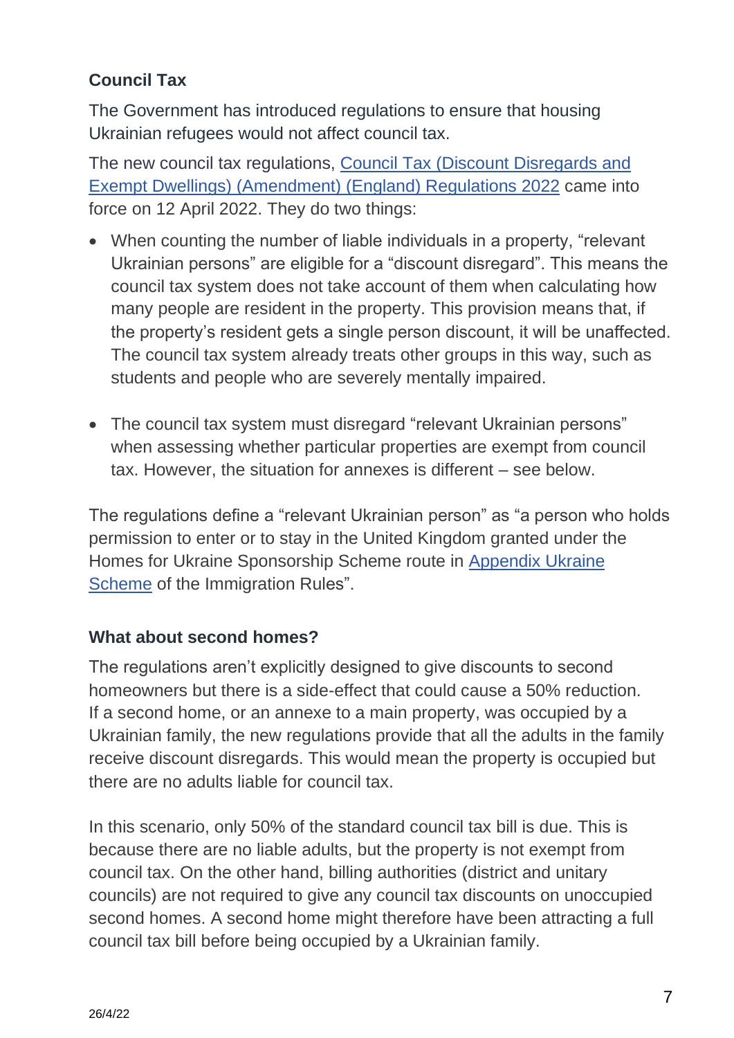## Council Tax

The Government has introduced regulations to ensure that housing Ukrainian refugees would not affect council tax.

The new council tax regulations, [Council Tax (Discount Disregards and Exempt Dwellings) (Amendment) (England) Regulations 2022]() came into force on 12 April 2022. They do two things:

- When counting the number of liable individuals in a property, "relevant Ukrainian persons" are eligible for a "discount disregard". This means the council tax system does not take account of them when calculating how many people are resident in the property. This provision means that, if the property's resident gets a single person discount, it will be unaffected. The council tax system already treats other groups in this way, such as students and people who are severely mentally impaired.

- The council tax system must disregard "relevant Ukrainian persons" when assessing whether particular properties are exempt from council tax. However, the situation for annexes is different – see below.

The regulations define a "relevant Ukrainian person" as "a person who holds permission to enter or to stay in the United Kingdom granted under the Homes for Ukraine Sponsorship Scheme route in [Appendix Ukraine Scheme]() of the Immigration Rules".

### What about second homes?

The regulations aren't explicitly designed to give discounts to second homeowners but there is a side-effect that could cause a 50% reduction. If a second home, or an annexe to a main property, was occupied by a Ukrainian family, the new regulations provide that all the adults in the family receive discount disregards. This would mean the property is occupied but there are no adults liable for council tax.

In this scenario, only 50% of the standard council tax bill is due. This is because there are no liable adults, but the property is not exempt from council tax. On the other hand, billing authorities (district and unitary councils) are not required to give any council tax discounts on unoccupied second homes. A second home might therefore have been attracting a full council tax bill before being occupied by a Ukrainian family.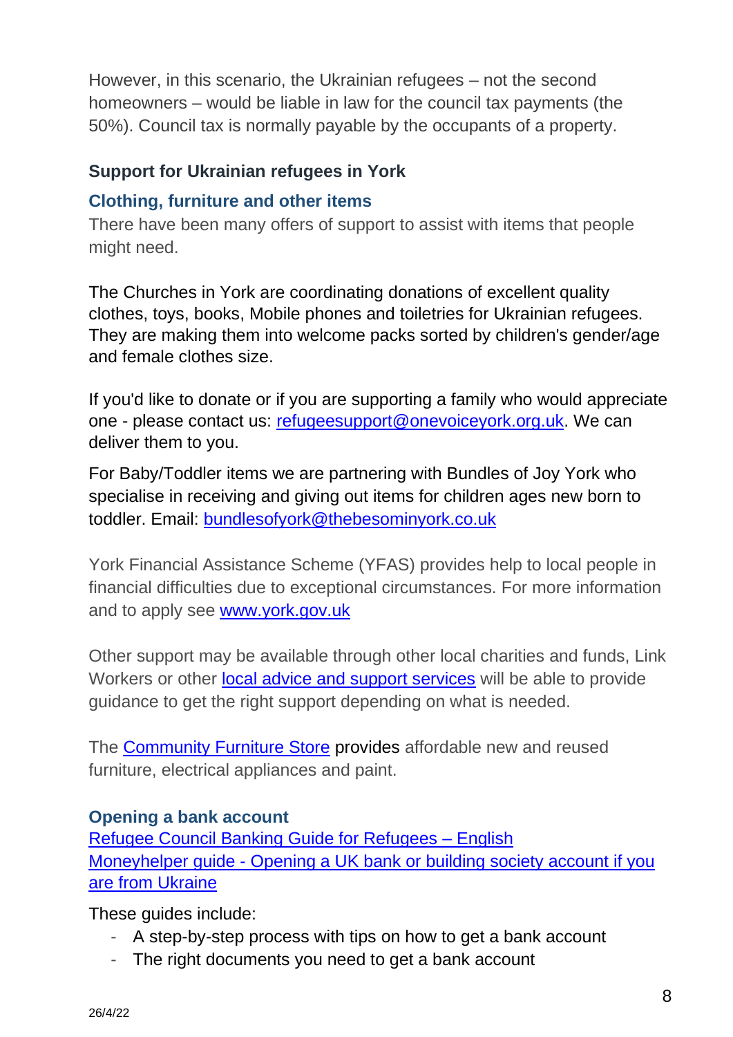However, in this scenario, the Ukrainian refugees – not the second homeowners – would be liable in law for the council tax payments (the 50%). Council tax is normally payable by the occupants of a property.

### Support for Ukrainian refugees in York

#### Clothing, furniture and other items

There have been many offers of support to assist with items that people might need.

The Churches in York are coordinating donations of excellent quality clothes, toys, books, Mobile phones and toiletries for Ukrainian refugees. They are making them into welcome packs sorted by children's gender/age and female clothes size.

If you'd like to donate or if you are supporting a family who would appreciate one - please contact us: [refugeesupport@onevoiceyork.org.uk](mailto:refugeesupport@onevoiceyork.org.uk). We can deliver them to you.

For Baby/Toddler items we are partnering with Bundles of Joy York who specialise in receiving and giving out items for children ages new born to toddler. Email: [bundlesofyork@thebesominyork.co.uk](mailto:bundlesofyork@thebesominyork.co.uk)

York Financial Assistance Scheme (YFAS) provides help to local people in financial difficulties due to exceptional circumstances. For more information and to apply see [www.york.gov.uk](http://www.york.gov.uk)

Other support may be available through other local charities and funds, Link Workers or other local advice and support services will be able to provide guidance to get the right support depending on what is needed.

The Community Furniture Store provides affordable new and reused furniture, electrical appliances and paint.

#### Opening a bank account

Refugee Council Banking Guide for Refugees – English
Moneyhelper guide - Opening a UK bank or building society account if you are from Ukraine

These guides include:

- A step-by-step process with tips on how to get a bank account
- The right documents you need to get a bank account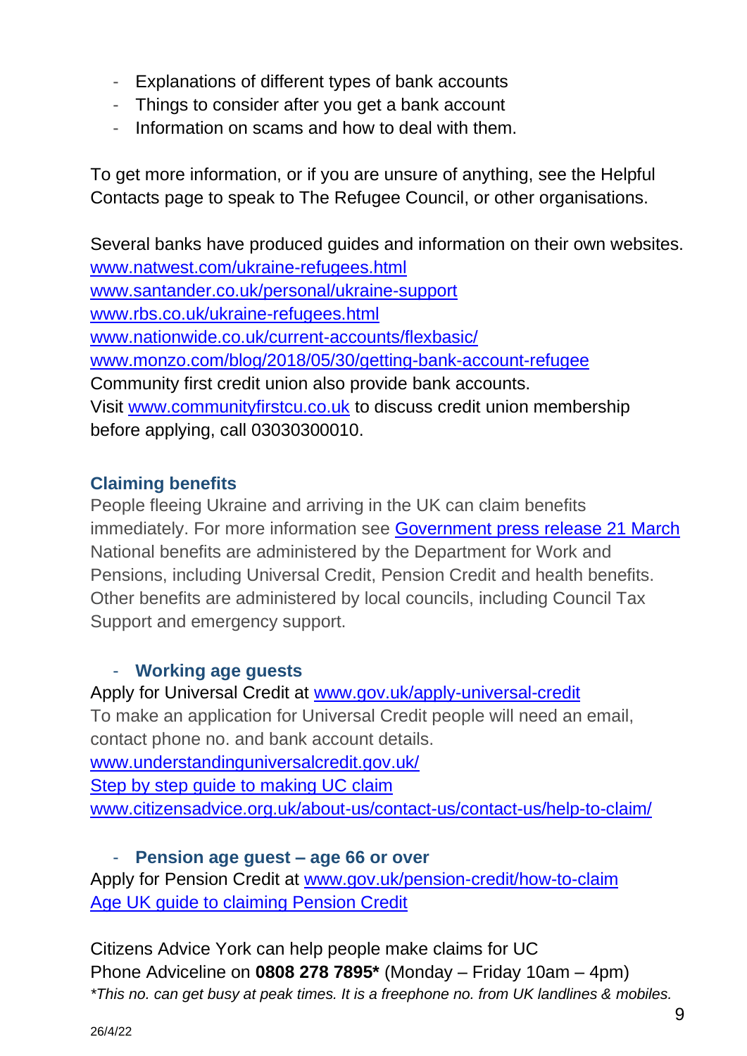- Explanations of different types of bank accounts
- Things to consider after you get a bank account
- Information on scams and how to deal with them.

To get more information, or if you are unsure of anything, see the Helpful Contacts page to speak to The Refugee Council, or other organisations.

Several banks have produced guides and information on their own websites.
www.natwest.com/ukraine-refugees.html
www.santander.co.uk/personal/ukraine-support
www.rbs.co.uk/ukraine-refugees.html
www.nationwide.co.uk/current-accounts/flexbasic/
www.monzo.com/blog/2018/05/30/getting-bank-account-refugee
Community first credit union also provide bank accounts.
Visit www.communityfirstcu.co.uk to discuss credit union membership before applying, call 03030300010.

### Claiming benefits

People fleeing Ukraine and arriving in the UK can claim benefits immediately. For more information see Government press release 21 March
National benefits are administered by the Department for Work and Pensions, including Universal Credit, Pension Credit and health benefits. Other benefits are administered by local councils, including Council Tax Support and emergency support.

- **Working age guests**

Apply for Universal Credit at www.gov.uk/apply-universal-credit
To make an application for Universal Credit people will need an email, contact phone no. and bank account details.
www.understandinguniversalcredit.gov.uk/
Step by step guide to making UC claim
www.citizensadvice.org.uk/about-us/contact-us/contact-us/help-to-claim/

- **Pension age guest – age 66 or over**

Apply for Pension Credit at www.gov.uk/pension-credit/how-to-claim
Age UK guide to claiming Pension Credit

Citizens Advice York can help people make claims for UC
Phone Adviceline on **0808 278 7895*** (Monday – Friday 10am – 4pm)
*\*This no. can get busy at peak times. It is a freephone no. from UK landlines & mobiles.*

26/4/22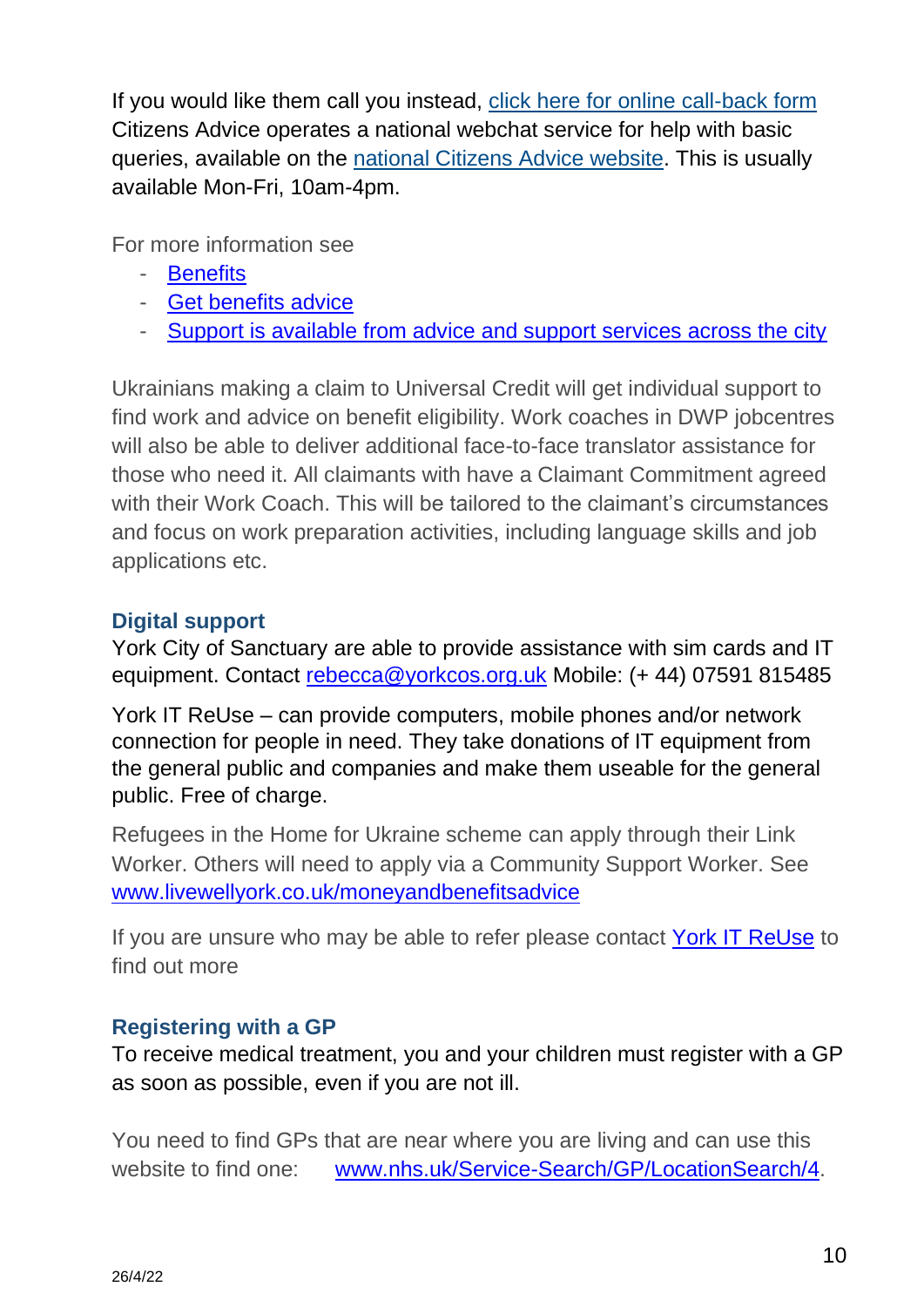If you would like them call you instead, click here for online call-back form Citizens Advice operates a national webchat service for help with basic queries, available on the national Citizens Advice website. This is usually available Mon-Fri, 10am-4pm.

For more information see

- Benefits
- Get benefits advice
- Support is available from advice and support services across the city

Ukrainians making a claim to Universal Credit will get individual support to find work and advice on benefit eligibility. Work coaches in DWP jobcentres will also be able to deliver additional face-to-face translator assistance for those who need it. All claimants with have a Claimant Commitment agreed with their Work Coach. This will be tailored to the claimant's circumstances and focus on work preparation activities, including language skills and job applications etc.

### Digital support

York City of Sanctuary are able to provide assistance with sim cards and IT equipment. Contact rebecca@yorkcos.org.uk Mobile: (+ 44) 07591 815485

York IT ReUse – can provide computers, mobile phones and/or network connection for people in need. They take donations of IT equipment from the general public and companies and make them useable for the general public. Free of charge.

Refugees in the Home for Ukraine scheme can apply through their Link Worker. Others will need to apply via a Community Support Worker. See www.livewellyork.co.uk/moneyandbenefitsadvice

If you are unsure who may be able to refer please contact York IT ReUse to find out more

### Registering with a GP

To receive medical treatment, you and your children must register with a GP as soon as possible, even if you are not ill.

You need to find GPs that are near where you are living and can use this website to find one: www.nhs.uk/Service-Search/GP/LocationSearch/4.

26/4/22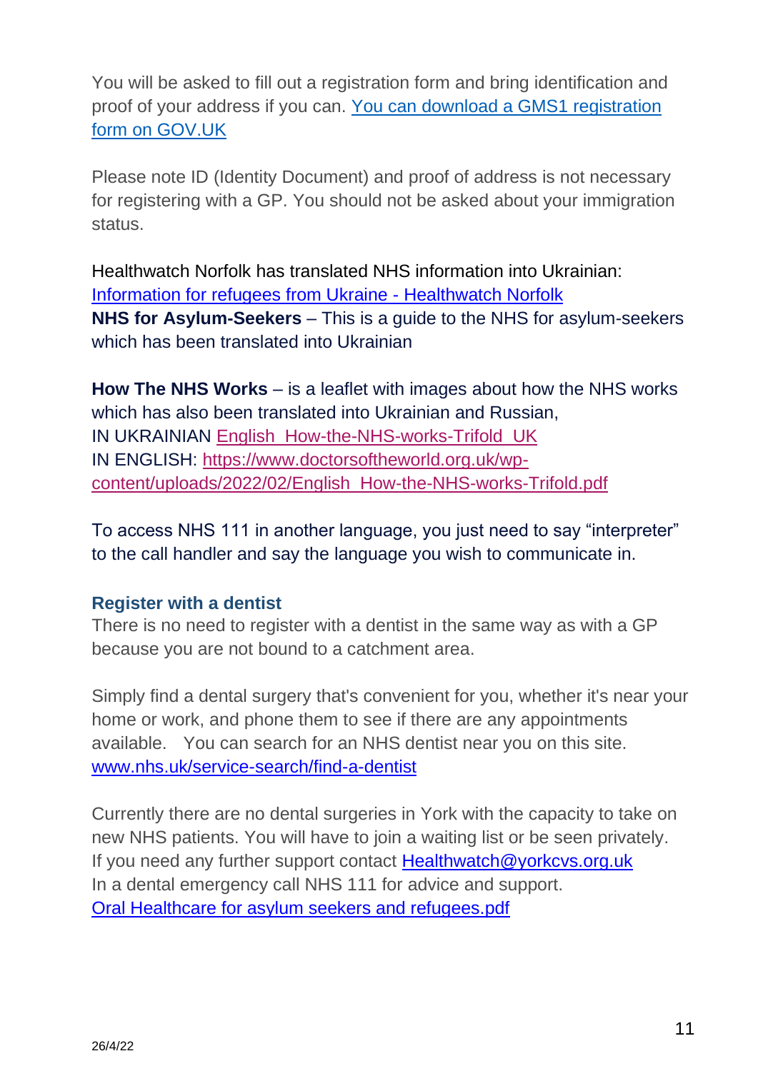You will be asked to fill out a registration form and bring identification and proof of your address if you can. [You can download a GMS1 registration form on GOV.UK]()

Please note ID (Identity Document) and proof of address is not necessary for registering with a GP. You should not be asked about your immigration status.

Healthwatch Norfolk has translated NHS information into Ukrainian: [Information for refugees from Ukraine - Healthwatch Norfolk]()
**NHS for Asylum-Seekers** – This is a guide to the NHS for asylum-seekers which has been translated into Ukrainian

**How The NHS Works** – is a leaflet with images about how the NHS works which has also been translated into Ukrainian and Russian,
IN UKRAINIAN [English_How-the-NHS-works-Trifold_UK]()
IN ENGLISH: [https://www.doctorsoftheworld.org.uk/wp-content/uploads/2022/02/English_How-the-NHS-works-Trifold.pdf](https://www.doctorsoftheworld.org.uk/wp-content/uploads/2022/02/English_How-the-NHS-works-Trifold.pdf)

To access NHS 111 in another language, you just need to say "interpreter" to the call handler and say the language you wish to communicate in.

### Register with a dentist

There is no need to register with a dentist in the same way as with a GP because you are not bound to a catchment area.

Simply find a dental surgery that's convenient for you, whether it's near your home or work, and phone them to see if there are any appointments available. You can search for an NHS dentist near you on this site. [www.nhs.uk/service-search/find-a-dentist](www.nhs.uk/service-search/find-a-dentist)

Currently there are no dental surgeries in York with the capacity to take on new NHS patients. You will have to join a waiting list or be seen privately. If you need any further support contact [Healthwatch@yorkcvs.org.uk](mailto:Healthwatch@yorkcvs.org.uk)
In a dental emergency call NHS 111 for advice and support.
[Oral Healthcare for asylum seekers and refugees.pdf]()

26/4/22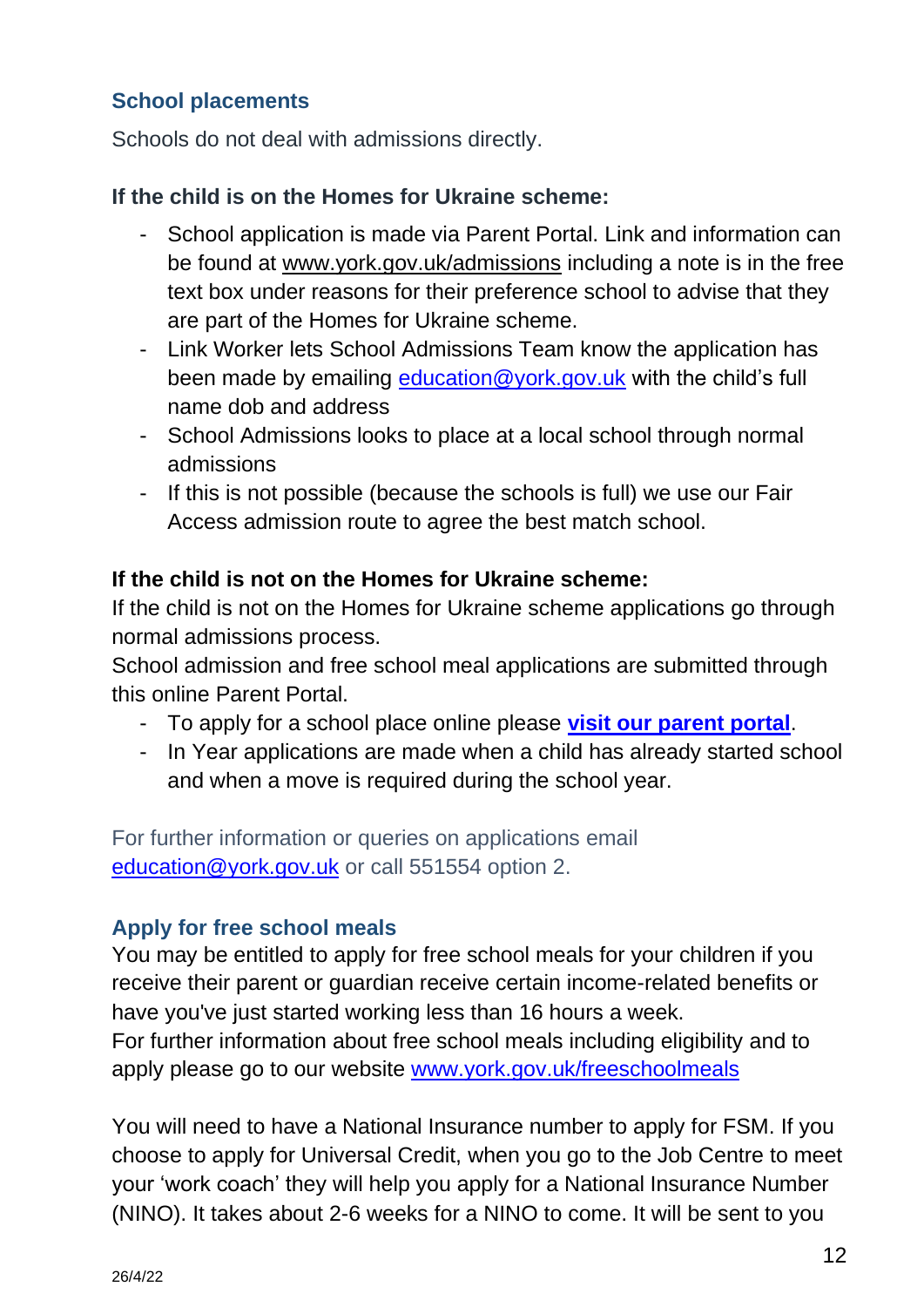## School placements

Schools do not deal with admissions directly.

**If the child is on the Homes for Ukraine scheme:**

- School application is made via Parent Portal. Link and information can be found at www.york.gov.uk/admissions including a note is in the free text box under reasons for their preference school to advise that they are part of the Homes for Ukraine scheme.
- Link Worker lets School Admissions Team know the application has been made by emailing education@york.gov.uk with the child's full name dob and address
- School Admissions looks to place at a local school through normal admissions
- If this is not possible (because the schools is full) we use our Fair Access admission route to agree the best match school.

**If the child is not on the Homes for Ukraine scheme:**

If the child is not on the Homes for Ukraine scheme applications go through normal admissions process.

School admission and free school meal applications are submitted through this online Parent Portal.

- To apply for a school place online please **visit our parent portal**.
- In Year applications are made when a child has already started school and when a move is required during the school year.

For further information or queries on applications email education@york.gov.uk or call 551554 option 2.

## Apply for free school meals

You may be entitled to apply for free school meals for your children if you receive their parent or guardian receive certain income-related benefits or have you've just started working less than 16 hours a week.

For further information about free school meals including eligibility and to apply please go to our website www.york.gov.uk/freeschoolmeals

You will need to have a National Insurance number to apply for FSM. If you choose to apply for Universal Credit, when you go to the Job Centre to meet your 'work coach' they will help you apply for a National Insurance Number (NINO). It takes about 2-6 weeks for a NINO to come. It will be sent to you

26/4/22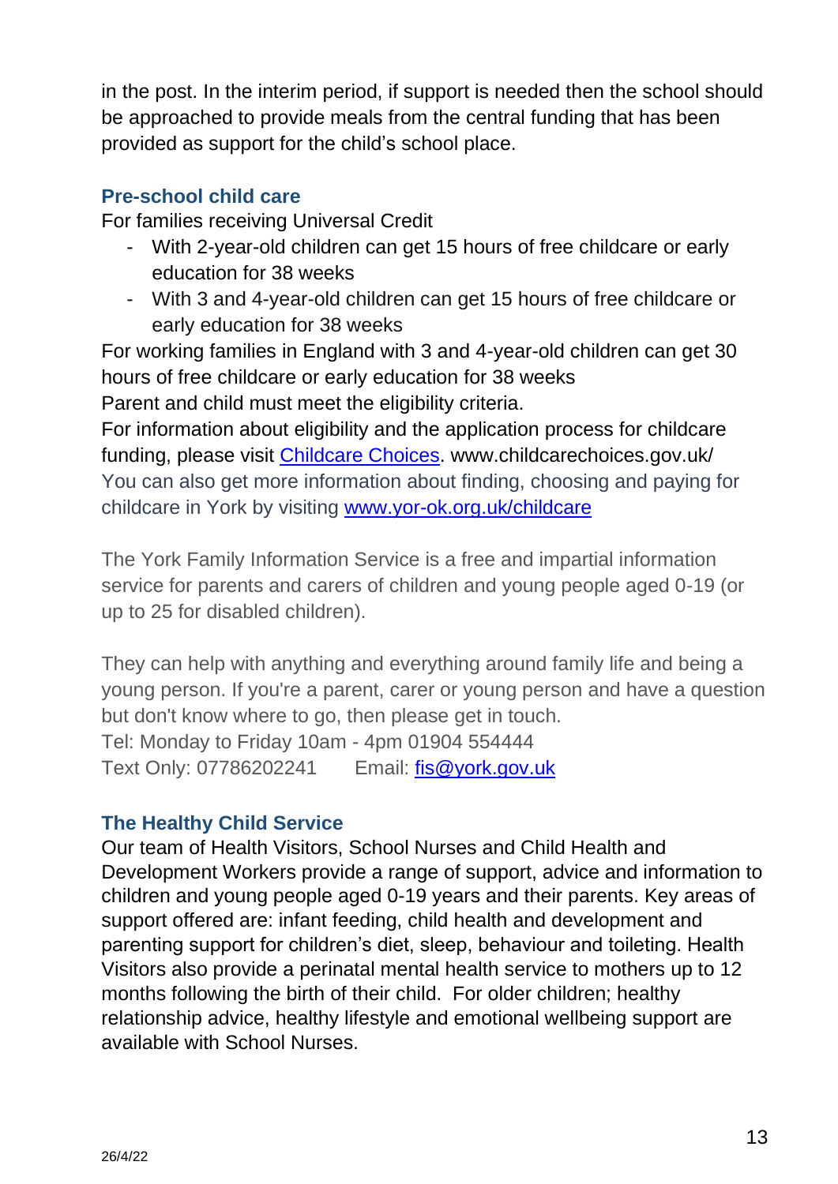in the post. In the interim period, if support is needed then the school should be approached to provide meals from the central funding that has been provided as support for the child's school place.

### Pre-school child care

For families receiving Universal Credit

- With 2-year-old children can get 15 hours of free childcare or early education for 38 weeks
- With 3 and 4-year-old children can get 15 hours of free childcare or early education for 38 weeks

For working families in England with 3 and 4-year-old children can get 30 hours of free childcare or early education for 38 weeks

Parent and child must meet the eligibility criteria.

For information about eligibility and the application process for childcare funding, please visit [Childcare Choices](www.childcarechoices.gov.uk/). www.childcarechoices.gov.uk/

You can also get more information about finding, choosing and paying for childcare in York by visiting [www.yor-ok.org.uk/childcare](www.yor-ok.org.uk/childcare)

The York Family Information Service is a free and impartial information service for parents and carers of children and young people aged 0-19 (or up to 25 for disabled children).

They can help with anything and everything around family life and being a young person. If you're a parent, carer or young person and have a question but don't know where to go, then please get in touch.

Tel: Monday to Friday 10am - 4pm 01904 554444

Text Only: 07786202241    Email: [fis@york.gov.uk](mailto:fis@york.gov.uk)

### The Healthy Child Service

Our team of Health Visitors, School Nurses and Child Health and Development Workers provide a range of support, advice and information to children and young people aged 0-19 years and their parents. Key areas of support offered are: infant feeding, child health and development and parenting support for children's diet, sleep, behaviour and toileting. Health Visitors also provide a perinatal mental health service to mothers up to 12 months following the birth of their child. For older children; healthy relationship advice, healthy lifestyle and emotional wellbeing support are available with School Nurses.

26/4/22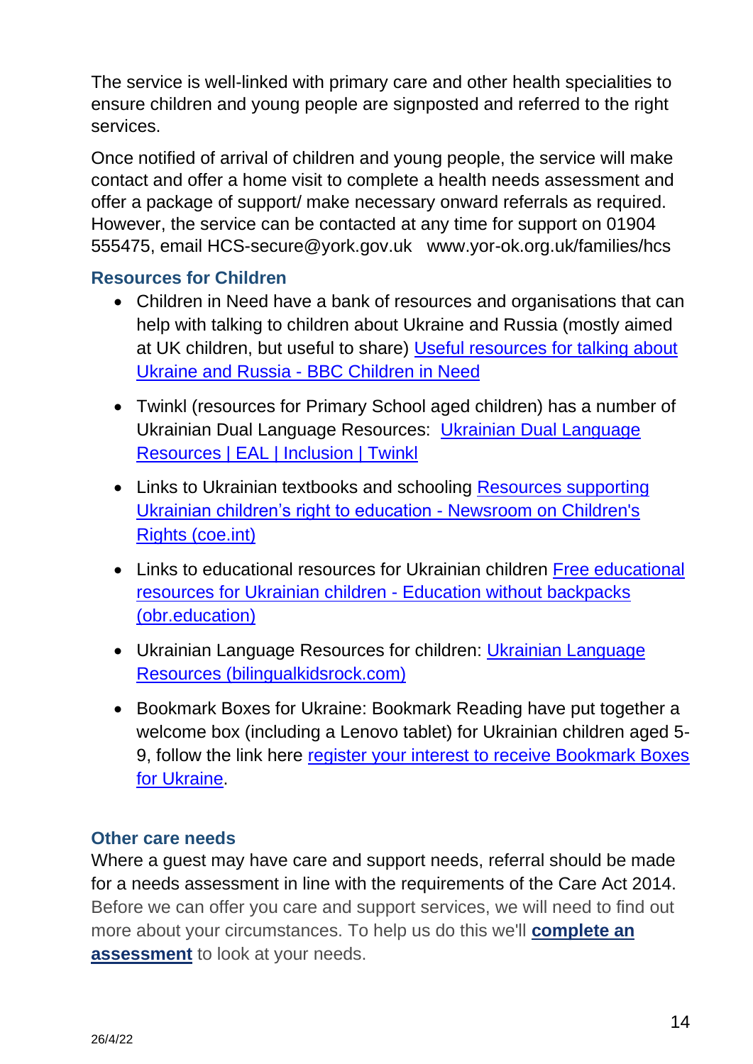The service is well-linked with primary care and other health specialities to ensure children and young people are signposted and referred to the right services.

Once notified of arrival of children and young people, the service will make contact and offer a home visit to complete a health needs assessment and offer a package of support/ make necessary onward referrals as required. However, the service can be contacted at any time for support on 01904 555475, email HCS-secure@york.gov.uk www.yor-ok.org.uk/families/hcs

### Resources for Children

- Children in Need have a bank of resources and organisations that can help with talking to children about Ukraine and Russia (mostly aimed at UK children, but useful to share) Useful resources for talking about Ukraine and Russia - BBC Children in Need
- Twinkl (resources for Primary School aged children) has a number of Ukrainian Dual Language Resources: Ukrainian Dual Language Resources | EAL | Inclusion | Twinkl
- Links to Ukrainian textbooks and schooling Resources supporting Ukrainian children's right to education - Newsroom on Children's Rights (coe.int)
- Links to educational resources for Ukrainian children Free educational resources for Ukrainian children - Education without backpacks (obr.education)
- Ukrainian Language Resources for children: Ukrainian Language Resources (bilingualkidsrock.com)
- Bookmark Boxes for Ukraine: Bookmark Reading have put together a welcome box (including a Lenovo tablet) for Ukrainian children aged 5-9, follow the link here register your interest to receive Bookmark Boxes for Ukraine.

### Other care needs

Where a guest may have care and support needs, referral should be made for a needs assessment in line with the requirements of the Care Act 2014. Before we can offer you care and support services, we will need to find out more about your circumstances. To help us do this we'll **complete an assessment** to look at your needs.

26/4/22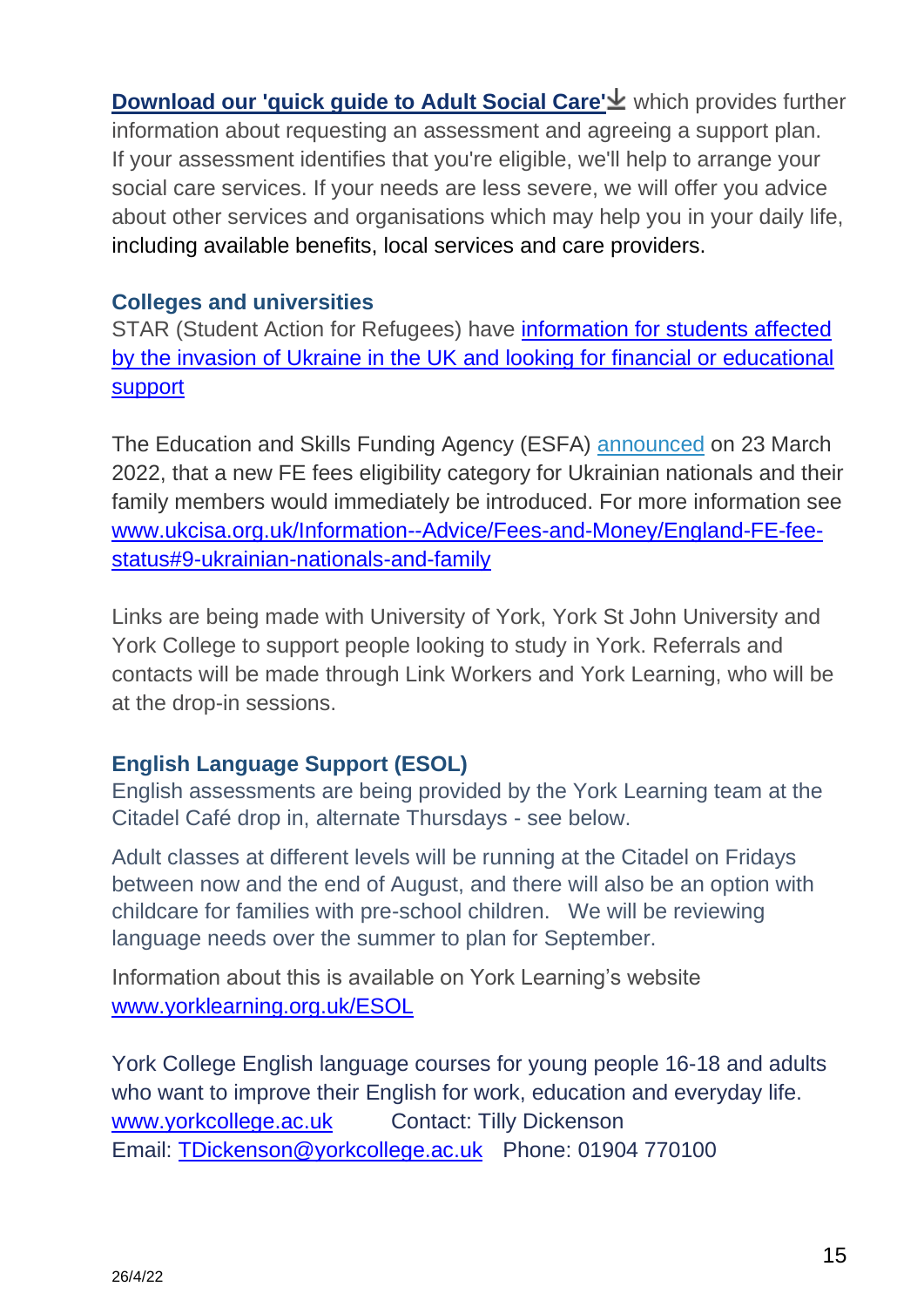**Download our 'quick guide to Adult Social Care'** which provides further information about requesting an assessment and agreeing a support plan. If your assessment identifies that you're eligible, we'll help to arrange your social care services. If your needs are less severe, we will offer you advice about other services and organisations which may help you in your daily life, including available benefits, local services and care providers.

### Colleges and universities

STAR (Student Action for Refugees) have information for students affected by the invasion of Ukraine in the UK and looking for financial or educational support

The Education and Skills Funding Agency (ESFA) announced on 23 March 2022, that a new FE fees eligibility category for Ukrainian nationals and their family members would immediately be introduced. For more information see www.ukcisa.org.uk/Information--Advice/Fees-and-Money/England-FE-fee-status#9-ukrainian-nationals-and-family

Links are being made with University of York, York St John University and York College to support people looking to study in York. Referrals and contacts will be made through Link Workers and York Learning, who will be at the drop-in sessions.

### English Language Support (ESOL)

English assessments are being provided by the York Learning team at the Citadel Café drop in, alternate Thursdays - see below.

Adult classes at different levels will be running at the Citadel on Fridays between now and the end of August, and there will also be an option with childcare for families with pre-school children. We will be reviewing language needs over the summer to plan for September.

Information about this is available on York Learning's website www.yorklearning.org.uk/ESOL

York College English language courses for young people 16-18 and adults who want to improve their English for work, education and everyday life.
www.yorkcollege.ac.uk Contact: Tilly Dickenson
Email: TDickenson@yorkcollege.ac.uk Phone: 01904 770100

26/4/22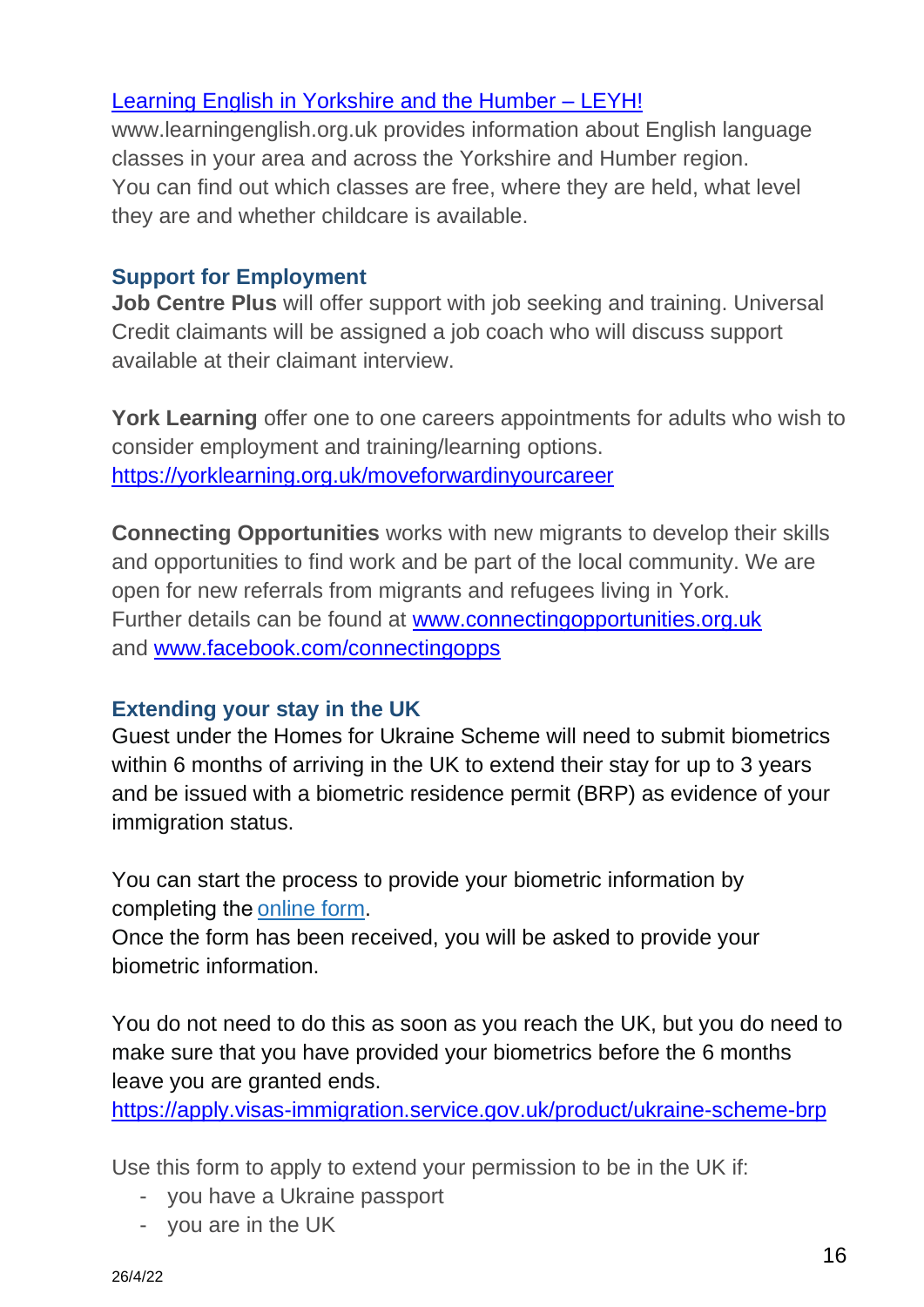[Learning English in Yorkshire and the Humber – LEYH!](www.learningenglish.org.uk)
www.learningenglish.org.uk provides information about English language classes in your area and across the Yorkshire and Humber region. You can find out which classes are free, where they are held, what level they are and whether childcare is available.

### Support for Employment

**Job Centre Plus** will offer support with job seeking and training. Universal Credit claimants will be assigned a job coach who will discuss support available at their claimant interview.

**York Learning** offer one to one careers appointments for adults who wish to consider employment and training/learning options.
https://yorklearning.org.uk/moveforwardinyourcareer

**Connecting Opportunities** works with new migrants to develop their skills and opportunities to find work and be part of the local community. We are open for new referrals from migrants and refugees living in York.
Further details can be found at www.connectingopportunities.org.uk and www.facebook.com/connectingopps

### Extending your stay in the UK

Guest under the Homes for Ukraine Scheme will need to submit biometrics within 6 months of arriving in the UK to extend their stay for up to 3 years and be issued with a biometric residence permit (BRP) as evidence of your immigration status.

You can start the process to provide your biometric information by completing the online form.
Once the form has been received, you will be asked to provide your biometric information.

You do not need to do this as soon as you reach the UK, but you do need to make sure that you have provided your biometrics before the 6 months leave you are granted ends.
https://apply.visas-immigration.service.gov.uk/product/ukraine-scheme-brp

Use this form to apply to extend your permission to be in the UK if:

- you have a Ukraine passport
- you are in the UK

26/4/22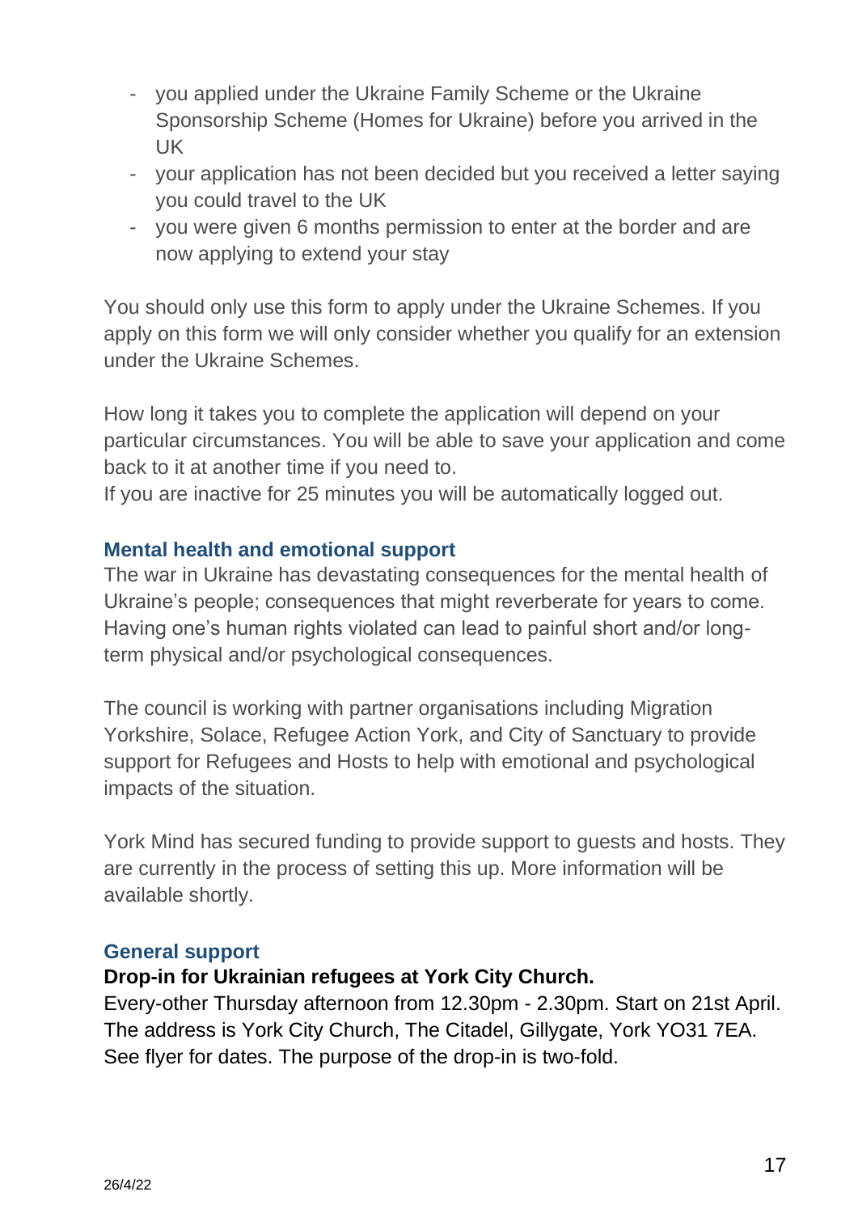- you applied under the Ukraine Family Scheme or the Ukraine Sponsorship Scheme (Homes for Ukraine) before you arrived in the UK
- your application has not been decided but you received a letter saying you could travel to the UK
- you were given 6 months permission to enter at the border and are now applying to extend your stay

You should only use this form to apply under the Ukraine Schemes. If you apply on this form we will only consider whether you qualify for an extension under the Ukraine Schemes.

How long it takes you to complete the application will depend on your particular circumstances. You will be able to save your application and come back to it at another time if you need to.
If you are inactive for 25 minutes you will be automatically logged out.

### Mental health and emotional support

The war in Ukraine has devastating consequences for the mental health of Ukraine's people; consequences that might reverberate for years to come. Having one's human rights violated can lead to painful short and/or long-term physical and/or psychological consequences.

The council is working with partner organisations including Migration Yorkshire, Solace, Refugee Action York, and City of Sanctuary to provide support for Refugees and Hosts to help with emotional and psychological impacts of the situation.

York Mind has secured funding to provide support to guests and hosts. They are currently in the process of setting this up. More information will be available shortly.

### General support

**Drop-in for Ukrainian refugees at York City Church.**
Every-other Thursday afternoon from 12.30pm - 2.30pm. Start on 21st April. The address is York City Church, The Citadel, Gillygate, York YO31 7EA. See flyer for dates. The purpose of the drop-in is two-fold.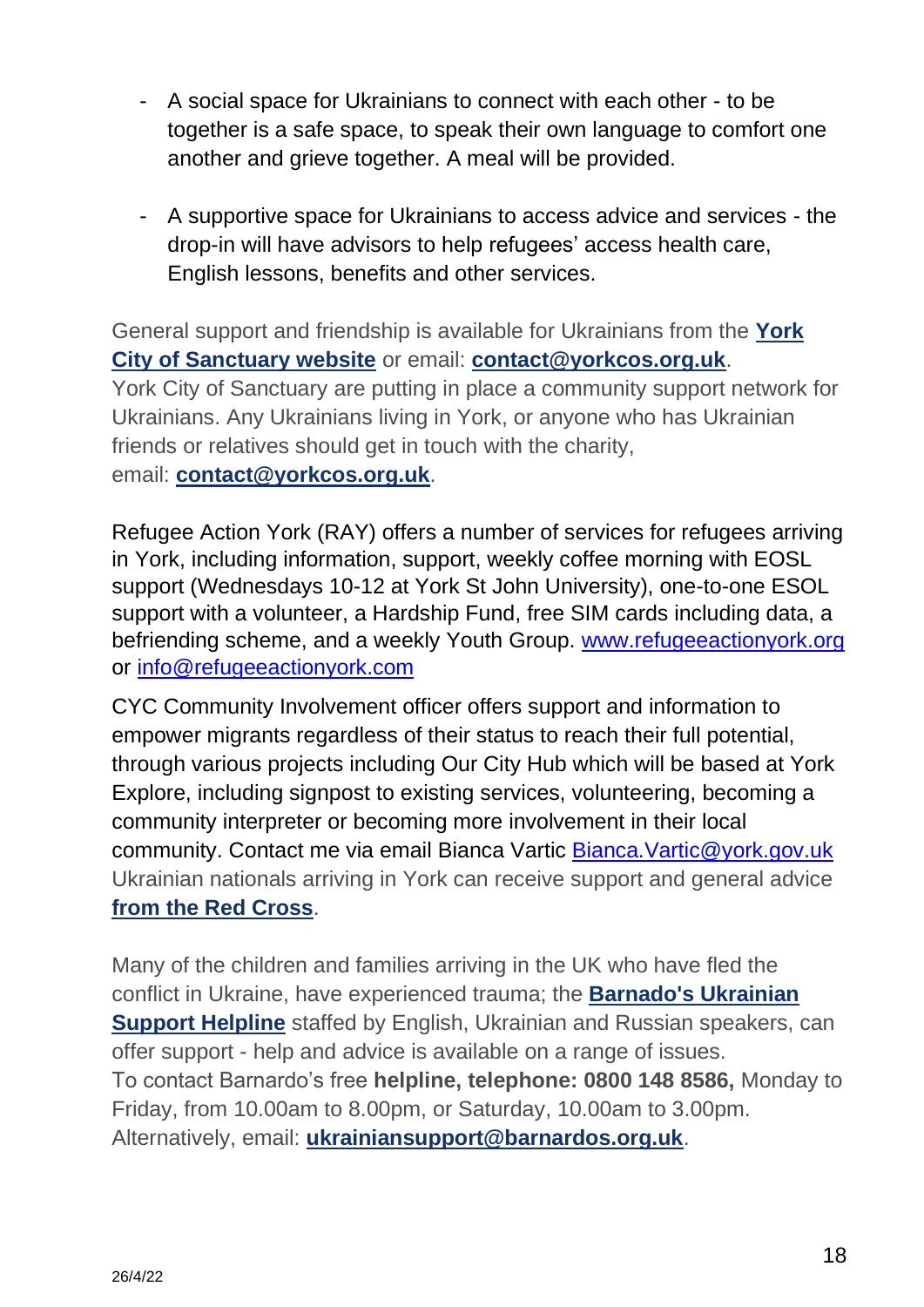- A social space for Ukrainians to connect with each other - to be together is a safe space, to speak their own language to comfort one another and grieve together. A meal will be provided.

- A supportive space for Ukrainians to access advice and services - the drop-in will have advisors to help refugees' access health care, English lessons, benefits and other services.

General support and friendship is available for Ukrainians from the **York City of Sanctuary website** or email: **contact@yorkcos.org.uk**.
York City of Sanctuary are putting in place a community support network for Ukrainians. Any Ukrainians living in York, or anyone who has Ukrainian friends or relatives should get in touch with the charity, email: **contact@yorkcos.org.uk**.

Refugee Action York (RAY) offers a number of services for refugees arriving in York, including information, support, weekly coffee morning with EOSL support (Wednesdays 10-12 at York St John University), one-to-one ESOL support with a volunteer, a Hardship Fund, free SIM cards including data, a befriending scheme, and a weekly Youth Group. www.refugeeactionyork.org or info@refugeeactionyork.com

CYC Community Involvement officer offers support and information to empower migrants regardless of their status to reach their full potential, through various projects including Our City Hub which will be based at York Explore, including signpost to existing services, volunteering, becoming a community interpreter or becoming more involvement in their local community. Contact me via email Bianca Vartic Bianca.Vartic@york.gov.uk
Ukrainian nationals arriving in York can receive support and general advice **from the Red Cross**.

Many of the children and families arriving in the UK who have fled the conflict in Ukraine, have experienced trauma; the **Barnado's Ukrainian Support Helpline** staffed by English, Ukrainian and Russian speakers, can offer support - help and advice is available on a range of issues.
To contact Barnardo's free **helpline, telephone: 0800 148 8586,** Monday to Friday, from 10.00am to 8.00pm, or Saturday, 10.00am to 3.00pm.
Alternatively, email: **ukrainiansupport@barnardos.org.uk**.

26/4/22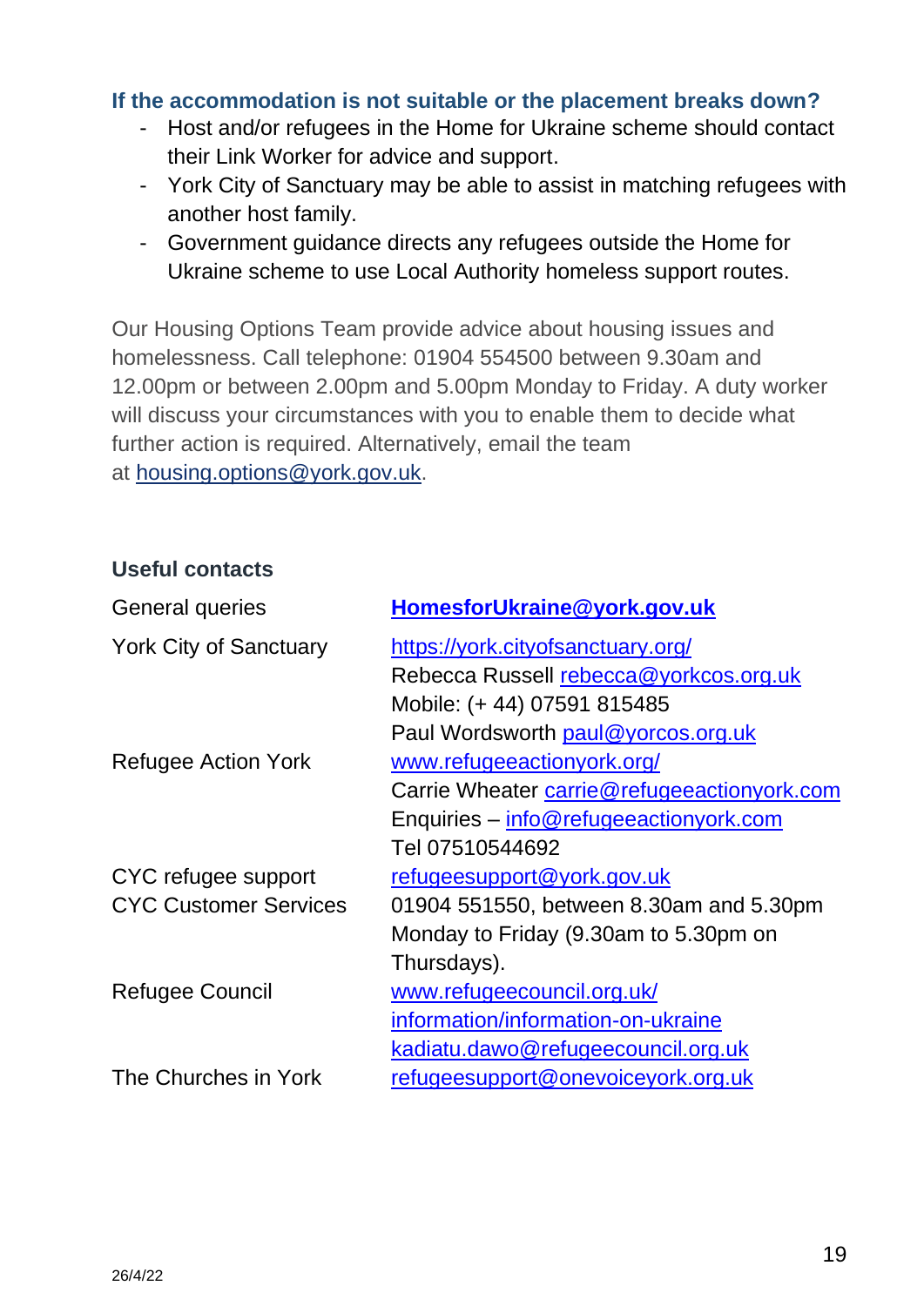### If the accommodation is not suitable or the placement breaks down?

- Host and/or refugees in the Home for Ukraine scheme should contact their Link Worker for advice and support.
- York City of Sanctuary may be able to assist in matching refugees with another host family.
- Government guidance directs any refugees outside the Home for Ukraine scheme to use Local Authority homeless support routes.

Our Housing Options Team provide advice about housing issues and homelessness. Call telephone: 01904 554500 between 9.30am and 12.00pm or between 2.00pm and 5.00pm Monday to Friday. A duty worker will discuss your circumstances with you to enable them to decide what further action is required. Alternatively, email the team at housing.options@york.gov.uk.

**Useful contacts**

| | |
|---|---|
| General queries | **HomesforUkraine@york.gov.uk** |
| York City of Sanctuary | https://york.cityofsanctuary.org/<br>Rebecca Russell rebecca@yorkcos.org.uk<br>Mobile: (+ 44) 07591 815485<br>Paul Wordsworth paul@yorcos.org.uk |
| Refugee Action York | www.refugeeactionyork.org/<br>Carrie Wheater carrie@refugeeactionyork.com<br>Enquiries – info@refugeeactionyork.com<br>Tel 07510544692 |
| CYC refugee support | refugeesupport@york.gov.uk |
| CYC Customer Services | 01904 551550, between 8.30am and 5.30pm Monday to Friday (9.30am to 5.30pm on Thursdays). |
| Refugee Council | www.refugeecouncil.org.uk/information/information-on-ukraine<br>kadiatu.dawo@refugeecouncil.org.uk |
| The Churches in York | refugeesupport@onevoiceyork.org.uk |

26/4/22